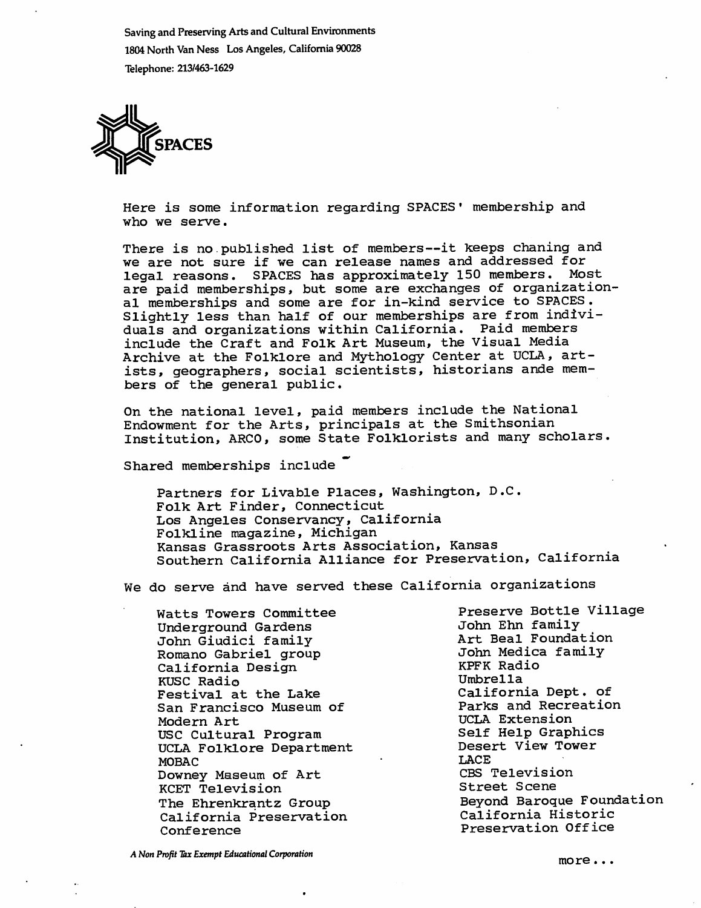Saving and Preserving Arts and Cultural Environments
1804 North Van Ness Los Angeles, California 90028
Telephone: 213/463-1629

SPACES

Here is some information regarding SPACES' membership and who we serve.

There is no published list of members--it keeps chaning and we are not sure if we can release names and addressed for legal reasons. SPACES has approximately 150 members. Most are paid memberships, but some are exchanges of organizational memberships and some are for in-kind service to SPACES. Slightly less than half of our memberships are from individuals and organizations within California. Paid members include the Craft and Folk Art Museum, the Visual Media Archive at the Folklore and Mythology Center at UCLA, artists, geographers, social scientists, historians ande members of the general public.

On the national level, paid members include the National Endowment for the Arts, principals at the Smithsonian Institution, ARCO, some State Folklorists and many scholars.

Shared memberships include

- Partners for Livable Places, Washington, D.C.
- Folk Art Finder, Connecticut
- Los Angeles Conservancy, California
- Folkline magazine, Michigan
- Kansas Grassroots Arts Association, Kansas
- Southern California Alliance for Preservation, California

We do serve and have served these California organizations

- Watts Towers Committee
- Underground Gardens
- John Giudici family
- Romano Gabriel group
- California Design
- KUSC Radio
- Festival at the Lake
- San Francisco Museum of Modern Art
- USC Cultural Program
- UCLA Folklore Department
- MOBAC
- Downey Museum of Art
- KCET Television
- The Ehrenkrantz Group
- California Preservation Conference
- Preserve Bottle Village
- John Ehn family
- Art Beal Foundation
- John Medica family
- KPFK Radio
- Umbrella
- California Dept. of Parks and Recreation
- UCLA Extension
- Self Help Graphics
- Desert View Tower
- LACE
- CBS Television
- Street Scene
- Beyond Baroque Foundation
- California Historic Preservation Office

*A Non Profit Tax Exempt Educational Corporation*

more...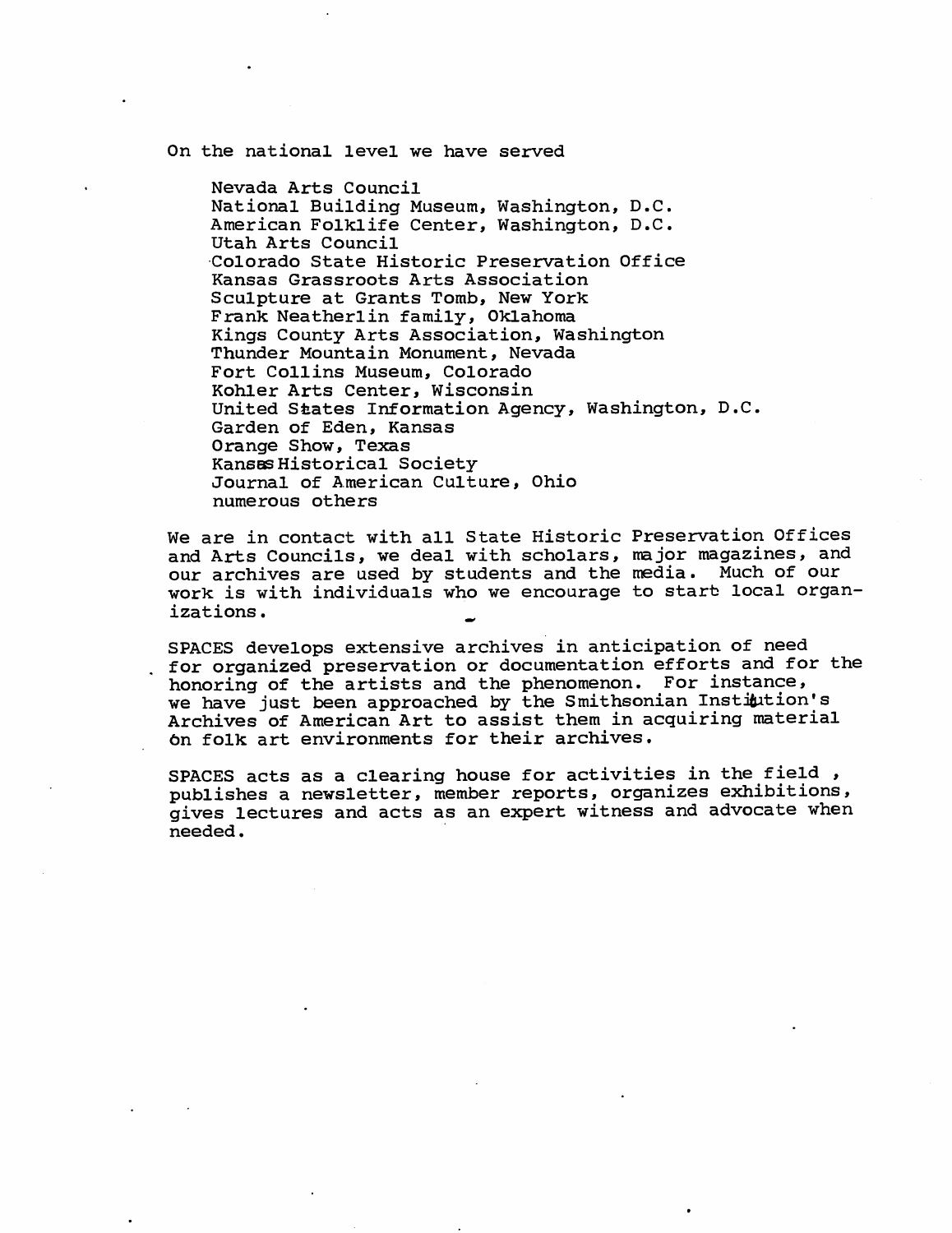On the national level we have served

- Nevada Arts Council
- National Building Museum, Washington, D.C.
- American Folklife Center, Washington, D.C.
- Utah Arts Council
- Colorado State Historic Preservation Office
- Kansas Grassroots Arts Association
- Sculpture at Grants Tomb, New York
- Frank Neatherlin family, Oklahoma
- Kings County Arts Association, Washington
- Thunder Mountain Monument, Nevada
- Fort Collins Museum, Colorado
- Kohler Arts Center, Wisconsin
- United States Information Agency, Washington, D.C.
- Garden of Eden, Kansas
- Orange Show, Texas
- Kansas Historical Society
- Journal of American Culture, Ohio
- numerous others

We are in contact with all State Historic Preservation Offices and Arts Councils, we deal with scholars, major magazines, and our archives are used by students and the media. Much of our work is with individuals who we encourage to start local organizations.

SPACES develops extensive archives in anticipation of need for organized preservation or documentation efforts and for the honoring of the artists and the phenomenon. For instance, we have just been approached by the Smithsonian Institution's Archives of American Art to assist them in acquiring material on folk art environments for their archives.

SPACES acts as a clearing house for activities in the field , publishes a newsletter, member reports, organizes exhibitions, gives lectures and acts as an expert witness and advocate when needed.